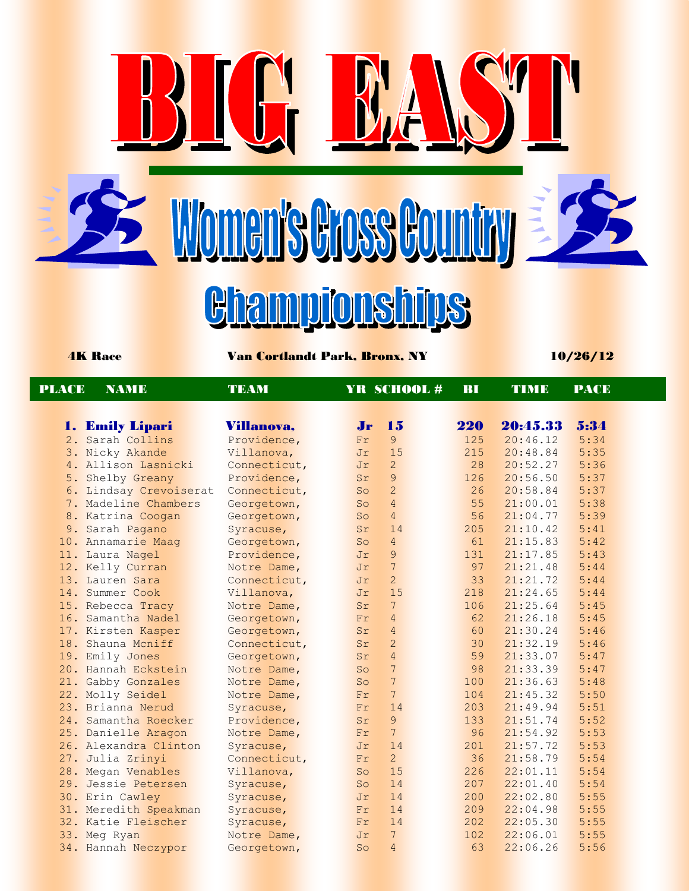# BIG EAST

## Women's Cross Country Championships

**4K Race** | **Van Cortlandt Park, Bronx, NY** | **10/26/12**

| PLACE | NAME | TEAM | YR | SCHOOL # | BI | TIME | PACE |
|---|---|---|---|---|---|---|---|
| **1.** | **Emily Lipari** | **Villanova,** | **Jr** | **15** | **220** | **20:45.33** | **5:34** |
| 2. | Sarah Collins | Providence, | Fr | 9 | 125 | 20:46.12 | 5:34 |
| 3. | Nicky Akande | Villanova, | Jr | 15 | 215 | 20:48.84 | 5:35 |
| 4. | Allison Lasnicki | Connecticut, | Jr | 2 | 28 | 20:52.27 | 5:36 |
| 5. | Shelby Greany | Providence, | Sr | 9 | 126 | 20:56.50 | 5:37 |
| 6. | Lindsay Crevoiserat | Connecticut, | So | 2 | 26 | 20:58.84 | 5:37 |
| 7. | Madeline Chambers | Georgetown, | So | 4 | 55 | 21:00.01 | 5:38 |
| 8. | Katrina Coogan | Georgetown, | So | 4 | 56 | 21:04.77 | 5:39 |
| 9. | Sarah Pagano | Syracuse, | Sr | 14 | 205 | 21:10.42 | 5:41 |
| 10. | Annamarie Maag | Georgetown, | So | 4 | 61 | 21:15.83 | 5:42 |
| 11. | Laura Nagel | Providence, | Jr | 9 | 131 | 21:17.85 | 5:43 |
| 12. | Kelly Curran | Notre Dame, | Jr | 7 | 97 | 21:21.48 | 5:44 |
| 13. | Lauren Sara | Connecticut, | Jr | 2 | 33 | 21:21.72 | 5:44 |
| 14. | Summer Cook | Villanova, | Jr | 15 | 218 | 21:24.65 | 5:44 |
| 15. | Rebecca Tracy | Notre Dame, | Sr | 7 | 106 | 21:25.64 | 5:45 |
| 16. | Samantha Nadel | Georgetown, | Fr | 4 | 62 | 21:26.18 | 5:45 |
| 17. | Kirsten Kasper | Georgetown, | Sr | 4 | 60 | 21:30.24 | 5:46 |
| 18. | Shauna Mcniff | Connecticut, | Sr | 2 | 30 | 21:32.19 | 5:46 |
| 19. | Emily Jones | Georgetown, | Sr | 4 | 59 | 21:33.07 | 5:47 |
| 20. | Hannah Eckstein | Notre Dame, | So | 7 | 98 | 21:33.39 | 5:47 |
| 21. | Gabby Gonzales | Notre Dame, | So | 7 | 100 | 21:36.63 | 5:48 |
| 22. | Molly Seidel | Notre Dame, | Fr | 7 | 104 | 21:45.32 | 5:50 |
| 23. | Brianna Nerud | Syracuse, | Fr | 14 | 203 | 21:49.94 | 5:51 |
| 24. | Samantha Roecker | Providence, | Sr | 9 | 133 | 21:51.74 | 5:52 |
| 25. | Danielle Aragon | Notre Dame, | Fr | 7 | 96 | 21:54.92 | 5:53 |
| 26. | Alexandra Clinton | Syracuse, | Jr | 14 | 201 | 21:57.72 | 5:53 |
| 27. | Julia Zrinyi | Connecticut, | Fr | 2 | 36 | 21:58.79 | 5:54 |
| 28. | Megan Venables | Villanova, | So | 15 | 226 | 22:01.11 | 5:54 |
| 29. | Jessie Petersen | Syracuse, | So | 14 | 207 | 22:01.40 | 5:54 |
| 30. | Erin Cawley | Syracuse, | Jr | 14 | 200 | 22:02.80 | 5:55 |
| 31. | Meredith Speakman | Syracuse, | Fr | 14 | 209 | 22:04.98 | 5:55 |
| 32. | Katie Fleischer | Syracuse, | Fr | 14 | 202 | 22:05.30 | 5:55 |
| 33. | Meg Ryan | Notre Dame, | Jr | 7 | 102 | 22:06.01 | 5:55 |
| 34. | Hannah Neczypor | Georgetown, | So | 4 | 63 | 22:06.26 | 5:56 |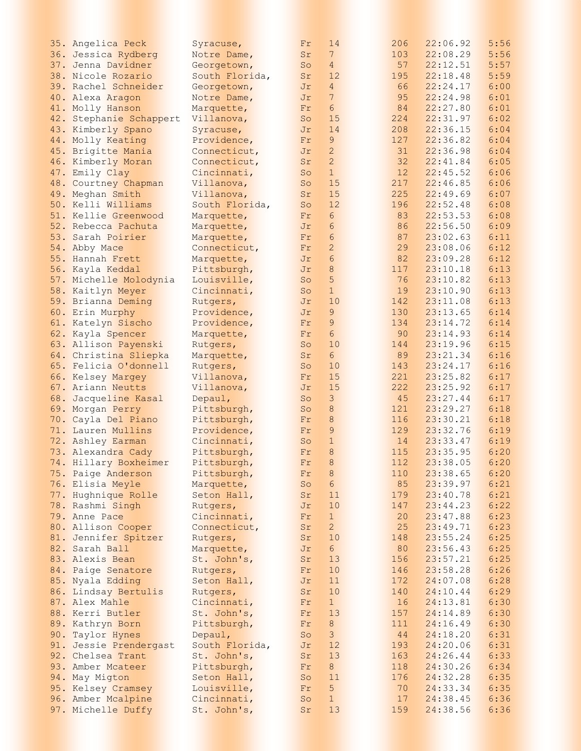| Place | Name | Team | Year | Team # | Bib | Time | Pace |
|---|---|---|---|---|---|---|---|
| 35. | Angelica Peck | Syracuse, | Fr | 14 | 206 | 22:06.92 | 5:56 |
| 36. | Jessica Rydberg | Notre Dame, | Sr | 7 | 103 | 22:08.29 | 5:56 |
| 37. | Jenna Davidner | Georgetown, | So | 4 | 57 | 22:12.51 | 5:57 |
| 38. | Nicole Rozario | South Florida, | Sr | 12 | 195 | 22:18.48 | 5:59 |
| 39. | Rachel Schneider | Georgetown, | Jr | 4 | 66 | 22:24.17 | 6:00 |
| 40. | Alexa Aragon | Notre Dame, | Jr | 7 | 95 | 22:24.98 | 6:01 |
| 41. | Molly Hanson | Marquette, | Fr | 6 | 84 | 22:27.80 | 6:01 |
| 42. | Stephanie Schappert | Villanova, | So | 15 | 224 | 22:31.97 | 6:02 |
| 43. | Kimberly Spano | Syracuse, | Jr | 14 | 208 | 22:36.15 | 6:04 |
| 44. | Molly Keating | Providence, | Fr | 9 | 127 | 22:36.82 | 6:04 |
| 45. | Brigitte Mania | Connecticut, | Jr | 2 | 31 | 22:36.98 | 6:04 |
| 46. | Kimberly Moran | Connecticut, | Sr | 2 | 32 | 22:41.84 | 6:05 |
| 47. | Emily Clay | Cincinnati, | So | 1 | 12 | 22:45.52 | 6:06 |
| 48. | Courtney Chapman | Villanova, | So | 15 | 217 | 22:46.85 | 6:06 |
| 49. | Meghan Smith | Villanova, | Sr | 15 | 225 | 22:49.69 | 6:07 |
| 50. | Kelli Williams | South Florida, | So | 12 | 196 | 22:52.48 | 6:08 |
| 51. | Kellie Greenwood | Marquette, | Fr | 6 | 83 | 22:53.53 | 6:08 |
| 52. | Rebecca Pachuta | Marquette, | Jr | 6 | 86 | 22:56.50 | 6:09 |
| 53. | Sarah Poirier | Marquette, | Fr | 6 | 87 | 23:02.63 | 6:11 |
| 54. | Abby Mace | Connecticut, | Fr | 2 | 29 | 23:08.06 | 6:12 |
| 55. | Hannah Frett | Marquette, | Jr | 6 | 82 | 23:09.28 | 6:12 |
| 56. | Kayla Keddal | Pittsburgh, | Jr | 8 | 117 | 23:10.18 | 6:13 |
| 57. | Michelle Molodynia | Louisville, | So | 5 | 76 | 23:10.82 | 6:13 |
| 58. | Kaitlyn Meyer | Cincinnati, | So | 1 | 19 | 23:10.90 | 6:13 |
| 59. | Brianna Deming | Rutgers, | Jr | 10 | 142 | 23:11.08 | 6:13 |
| 60. | Erin Murphy | Providence, | Jr | 9 | 130 | 23:13.65 | 6:14 |
| 61. | Katelyn Sischo | Providence, | Fr | 9 | 134 | 23:14.72 | 6:14 |
| 62. | Kayla Spencer | Marquette, | Fr | 6 | 90 | 23:14.93 | 6:14 |
| 63. | Allison Payenski | Rutgers, | So | 10 | 144 | 23:19.96 | 6:15 |
| 64. | Christina Sliepka | Marquette, | Sr | 6 | 89 | 23:21.34 | 6:16 |
| 65. | Felicia O'donnell | Rutgers, | So | 10 | 143 | 23:24.17 | 6:16 |
| 66. | Kelsey Margey | Villanova, | Fr | 15 | 221 | 23:25.82 | 6:17 |
| 67. | Ariann Neutts | Villanova, | Jr | 15 | 222 | 23:25.92 | 6:17 |
| 68. | Jacqueline Kasal | Depaul, | So | 3 | 45 | 23:27.44 | 6:17 |
| 69. | Morgan Perry | Pittsburgh, | So | 8 | 121 | 23:29.27 | 6:18 |
| 70. | Cayla Del Piano | Pittsburgh, | Fr | 8 | 116 | 23:30.21 | 6:18 |
| 71. | Lauren Mullins | Providence, | Fr | 9 | 129 | 23:32.76 | 6:19 |
| 72. | Ashley Earman | Cincinnati, | So | 1 | 14 | 23:33.47 | 6:19 |
| 73. | Alexandra Cady | Pittsburgh, | Fr | 8 | 115 | 23:35.95 | 6:20 |
| 74. | Hillary Boxheimer | Pittsburgh, | Fr | 8 | 112 | 23:38.05 | 6:20 |
| 75. | Paige Anderson | Pittsburgh, | Fr | 8 | 110 | 23:38.65 | 6:20 |
| 76. | Elisia Meyle | Marquette, | So | 6 | 85 | 23:39.97 | 6:21 |
| 77. | Hughnique Rolle | Seton Hall, | Sr | 11 | 179 | 23:40.78 | 6:21 |
| 78. | Rashmi Singh | Rutgers, | Jr | 10 | 147 | 23:44.23 | 6:22 |
| 79. | Anne Pace | Cincinnati, | Fr | 1 | 20 | 23:47.88 | 6:23 |
| 80. | Allison Cooper | Connecticut, | Sr | 2 | 25 | 23:49.71 | 6:23 |
| 81. | Jennifer Spitzer | Rutgers, | Sr | 10 | 148 | 23:55.24 | 6:25 |
| 82. | Sarah Ball | Marquette, | Jr | 6 | 80 | 23:56.43 | 6:25 |
| 83. | Alexis Bean | St. John's, | Sr | 13 | 156 | 23:57.21 | 6:25 |
| 84. | Paige Senatore | Rutgers, | Fr | 10 | 146 | 23:58.28 | 6:26 |
| 85. | Nyala Edding | Seton Hall, | Jr | 11 | 172 | 24:07.08 | 6:28 |
| 86. | Lindsay Bertulis | Rutgers, | Sr | 10 | 140 | 24:10.44 | 6:29 |
| 87. | Alex Mahle | Cincinnati, | Fr | 1 | 16 | 24:13.81 | 6:30 |
| 88. | Kerri Butler | St. John's, | Fr | 13 | 157 | 24:14.89 | 6:30 |
| 89. | Kathryn Born | Pittsburgh, | Fr | 8 | 111 | 24:16.49 | 6:30 |
| 90. | Taylor Hynes | Depaul, | So | 3 | 44 | 24:18.20 | 6:31 |
| 91. | Jessie Prendergast | South Florida, | Jr | 12 | 193 | 24:20.06 | 6:31 |
| 92. | Chelsea Trant | St. John's, | Sr | 13 | 163 | 24:26.44 | 6:33 |
| 93. | Amber Mcateer | Pittsburgh, | Fr | 8 | 118 | 24:30.26 | 6:34 |
| 94. | May Migton | Seton Hall, | So | 11 | 176 | 24:32.28 | 6:35 |
| 95. | Kelsey Cramsey | Louisville, | Fr | 5 | 70 | 24:33.34 | 6:35 |
| 96. | Amber Mcalpine | Cincinnati, | So | 1 | 17 | 24:38.45 | 6:36 |
| 97. | Michelle Duffy | St. John's, | Sr | 13 | 159 | 24:38.56 | 6:36 |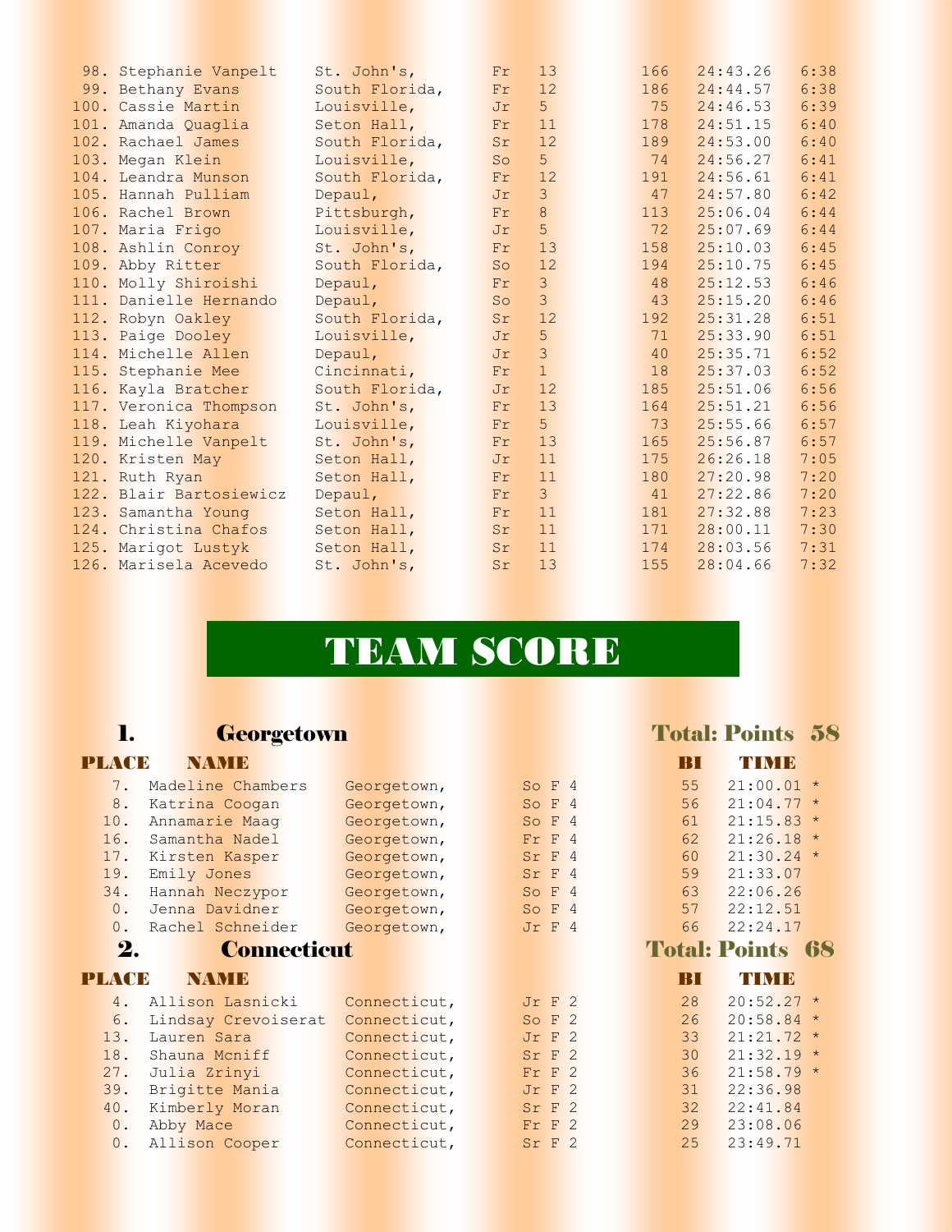| Place | Name | School | Yr | Team | Bib | Time | Pace |
|---|---|---|---|---|---|---|---|
| 98. | Stephanie Vanpelt | St. John's, | Fr | 13 | 166 | 24:43.26 | 6:38 |
| 99. | Bethany Evans | South Florida, | Fr | 12 | 186 | 24:44.57 | 6:38 |
| 100. | Cassie Martin | Louisville, | Jr | 5 | 75 | 24:46.53 | 6:39 |
| 101. | Amanda Quaglia | Seton Hall, | Fr | 11 | 178 | 24:51.15 | 6:40 |
| 102. | Rachael James | South Florida, | Sr | 12 | 189 | 24:53.00 | 6:40 |
| 103. | Megan Klein | Louisville, | So | 5 | 74 | 24:56.27 | 6:41 |
| 104. | Leandra Munson | South Florida, | Fr | 12 | 191 | 24:56.61 | 6:41 |
| 105. | Hannah Pulliam | Depaul, | Jr | 3 | 47 | 24:57.80 | 6:42 |
| 106. | Rachel Brown | Pittsburgh, | Fr | 8 | 113 | 25:06.04 | 6:44 |
| 107. | Maria Frigo | Louisville, | Jr | 5 | 72 | 25:07.69 | 6:44 |
| 108. | Ashlin Conroy | St. John's, | Fr | 13 | 158 | 25:10.03 | 6:45 |
| 109. | Abby Ritter | South Florida, | So | 12 | 194 | 25:10.75 | 6:45 |
| 110. | Molly Shiroishi | Depaul, | Fr | 3 | 48 | 25:12.53 | 6:46 |
| 111. | Danielle Hernando | Depaul, | So | 3 | 43 | 25:15.20 | 6:46 |
| 112. | Robyn Oakley | South Florida, | Sr | 12 | 192 | 25:31.28 | 6:51 |
| 113. | Paige Dooley | Louisville, | Jr | 5 | 71 | 25:33.90 | 6:51 |
| 114. | Michelle Allen | Depaul, | Jr | 3 | 40 | 25:35.71 | 6:52 |
| 115. | Stephanie Mee | Cincinnati, | Fr | 1 | 18 | 25:37.03 | 6:52 |
| 116. | Kayla Bratcher | South Florida, | Jr | 12 | 185 | 25:51.06 | 6:56 |
| 117. | Veronica Thompson | St. John's, | Fr | 13 | 164 | 25:51.21 | 6:56 |
| 118. | Leah Kiyohara | Louisville, | Fr | 5 | 73 | 25:55.66 | 6:57 |
| 119. | Michelle Vanpelt | St. John's, | Fr | 13 | 165 | 25:56.87 | 6:57 |
| 120. | Kristen May | Seton Hall, | Jr | 11 | 175 | 26:26.18 | 7:05 |
| 121. | Ruth Ryan | Seton Hall, | Fr | 11 | 180 | 27:20.98 | 7:20 |
| 122. | Blair Bartosiewicz | Depaul, | Fr | 3 | 41 | 27:22.86 | 7:20 |
| 123. | Samantha Young | Seton Hall, | Fr | 11 | 181 | 27:32.88 | 7:23 |
| 124. | Christina Chafos | Seton Hall, | Sr | 11 | 171 | 28:00.11 | 7:30 |
| 125. | Marigot Lustyk | Seton Hall, | Sr | 11 | 174 | 28:03.56 | 7:31 |
| 126. | Marisela Acevedo | St. John's, | Sr | 13 | 155 | 28:04.66 | 7:32 |

# TEAM SCORE

## 1. Georgetown — Total: Points 58

| PLACE | NAME | School | Yr | Team | BI | TIME |
|---|---|---|---|---|---|---|
| 7. | Madeline Chambers | Georgetown, | So F | 4 | 55 | 21:00.01 * |
| 8. | Katrina Coogan | Georgetown, | So F | 4 | 56 | 21:04.77 * |
| 10. | Annamarie Maag | Georgetown, | So F | 4 | 61 | 21:15.83 * |
| 16. | Samantha Nadel | Georgetown, | Fr F | 4 | 62 | 21:26.18 * |
| 17. | Kirsten Kasper | Georgetown, | Sr F | 4 | 60 | 21:30.24 * |
| 19. | Emily Jones | Georgetown, | Sr F | 4 | 59 | 21:33.07 |
| 34. | Hannah Neczypor | Georgetown, | So F | 4 | 63 | 22:06.26 |
| 0. | Jenna Davidner | Georgetown, | So F | 4 | 57 | 22:12.51 |
| 0. | Rachel Schneider | Georgetown, | Jr F | 4 | 66 | 22:24.17 |

## 2. Connecticut — Total: Points 68

| PLACE | NAME | School | Yr | Team | BI | TIME |
|---|---|---|---|---|---|---|
| 4. | Allison Lasnicki | Connecticut, | Jr F | 2 | 28 | 20:52.27 * |
| 6. | Lindsay Crevoiserat | Connecticut, | So F | 2 | 26 | 20:58.84 * |
| 13. | Lauren Sara | Connecticut, | Jr F | 2 | 33 | 21:21.72 * |
| 18. | Shauna Mcniff | Connecticut, | Sr F | 2 | 30 | 21:32.19 * |
| 27. | Julia Zrinyi | Connecticut, | Fr F | 2 | 36 | 21:58.79 * |
| 39. | Brigitte Mania | Connecticut, | Jr F | 2 | 31 | 22:36.98 |
| 40. | Kimberly Moran | Connecticut, | Sr F | 2 | 32 | 22:41.84 |
| 0. | Abby Mace | Connecticut, | Fr F | 2 | 29 | 23:08.06 |
| 0. | Allison Cooper | Connecticut, | Sr F | 2 | 25 | 23:49.71 |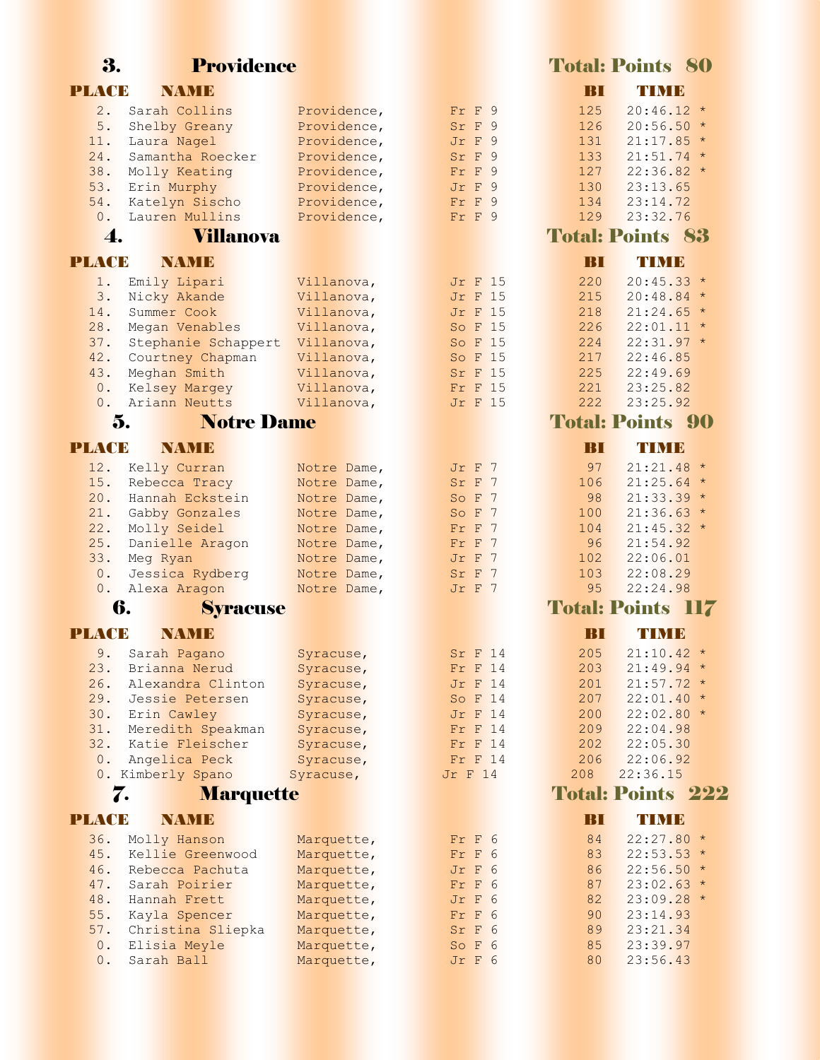## 3. Providence — Total: Points 80

| PLACE | NAME | | | BI | TIME |
|---|---|---|---|---|---|
| 2. | Sarah Collins | Providence, | Fr F 9 | 125 | 20:46.12 * |
| 5. | Shelby Greany | Providence, | Sr F 9 | 126 | 20:56.50 * |
| 11. | Laura Nagel | Providence, | Jr F 9 | 131 | 21:17.85 * |
| 24. | Samantha Roecker | Providence, | Sr F 9 | 133 | 21:51.74 * |
| 38. | Molly Keating | Providence, | Fr F 9 | 127 | 22:36.82 * |
| 53. | Erin Murphy | Providence, | Jr F 9 | 130 | 23:13.65 |
| 54. | Katelyn Sischo | Providence, | Fr F 9 | 134 | 23:14.72 |
| 0. | Lauren Mullins | Providence, | Fr F 9 | 129 | 23:32.76 |

## 4. Villanova — Total: Points 83

| PLACE | NAME | | | BI | TIME |
|---|---|---|---|---|---|
| 1. | Emily Lipari | Villanova, | Jr F 15 | 220 | 20:45.33 * |
| 3. | Nicky Akande | Villanova, | Jr F 15 | 215 | 20:48.84 * |
| 14. | Summer Cook | Villanova, | Jr F 15 | 218 | 21:24.65 * |
| 28. | Megan Venables | Villanova, | So F 15 | 226 | 22:01.11 * |
| 37. | Stephanie Schappert | Villanova, | So F 15 | 224 | 22:31.97 * |
| 42. | Courtney Chapman | Villanova, | So F 15 | 217 | 22:46.85 |
| 43. | Meghan Smith | Villanova, | Sr F 15 | 225 | 22:49.69 |
| 0. | Kelsey Margey | Villanova, | Fr F 15 | 221 | 23:25.82 |
| 0. | Ariann Neutts | Villanova, | Jr F 15 | 222 | 23:25.92 |

## 5. Notre Dame — Total: Points 90

| PLACE | NAME | | | BI | TIME |
|---|---|---|---|---|---|
| 12. | Kelly Curran | Notre Dame, | Jr F 7 | 97 | 21:21.48 * |
| 15. | Rebecca Tracy | Notre Dame, | Sr F 7 | 106 | 21:25.64 * |
| 20. | Hannah Eckstein | Notre Dame, | So F 7 | 98 | 21:33.39 * |
| 21. | Gabby Gonzales | Notre Dame, | So F 7 | 100 | 21:36.63 * |
| 22. | Molly Seidel | Notre Dame, | Fr F 7 | 104 | 21:45.32 * |
| 25. | Danielle Aragon | Notre Dame, | Fr F 7 | 96 | 21:54.92 |
| 33. | Meg Ryan | Notre Dame, | Jr F 7 | 102 | 22:06.01 |
| 0. | Jessica Rydberg | Notre Dame, | Sr F 7 | 103 | 22:08.29 |
| 0. | Alexa Aragon | Notre Dame, | Jr F 7 | 95 | 22:24.98 |

## 6. Syracuse — Total: Points 117

| PLACE | NAME | | | BI | TIME |
|---|---|---|---|---|---|
| 9. | Sarah Pagano | Syracuse, | Sr F 14 | 205 | 21:10.42 * |
| 23. | Brianna Nerud | Syracuse, | Fr F 14 | 203 | 21:49.94 * |
| 26. | Alexandra Clinton | Syracuse, | Jr F 14 | 201 | 21:57.72 * |
| 29. | Jessie Petersen | Syracuse, | So F 14 | 207 | 22:01.40 * |
| 30. | Erin Cawley | Syracuse, | Jr F 14 | 200 | 22:02.80 * |
| 31. | Meredith Speakman | Syracuse, | Fr F 14 | 209 | 22:04.98 |
| 32. | Katie Fleischer | Syracuse, | Fr F 14 | 202 | 22:05.30 |
| 0. | Angelica Peck | Syracuse, | Fr F 14 | 206 | 22:06.92 |
| 0. | Kimberly Spano | Syracuse, | Jr F 14 | 208 | 22:36.15 |

## 7. Marquette — Total: Points 222

| PLACE | NAME | | | BI | TIME |
|---|---|---|---|---|---|
| 36. | Molly Hanson | Marquette, | Fr F 6 | 84 | 22:27.80 * |
| 45. | Kellie Greenwood | Marquette, | Fr F 6 | 83 | 22:53.53 * |
| 46. | Rebecca Pachuta | Marquette, | Jr F 6 | 86 | 22:56.50 * |
| 47. | Sarah Poirier | Marquette, | Fr F 6 | 87 | 23:02.63 * |
| 48. | Hannah Frett | Marquette, | Jr F 6 | 82 | 23:09.28 * |
| 55. | Kayla Spencer | Marquette, | Fr F 6 | 90 | 23:14.93 |
| 57. | Christina Sliepka | Marquette, | Sr F 6 | 89 | 23:21.34 |
| 0. | Elisia Meyle | Marquette, | So F 6 | 85 | 23:39.97 |
| 0. | Sarah Ball | Marquette, | Jr F 6 | 80 | 23:56.43 |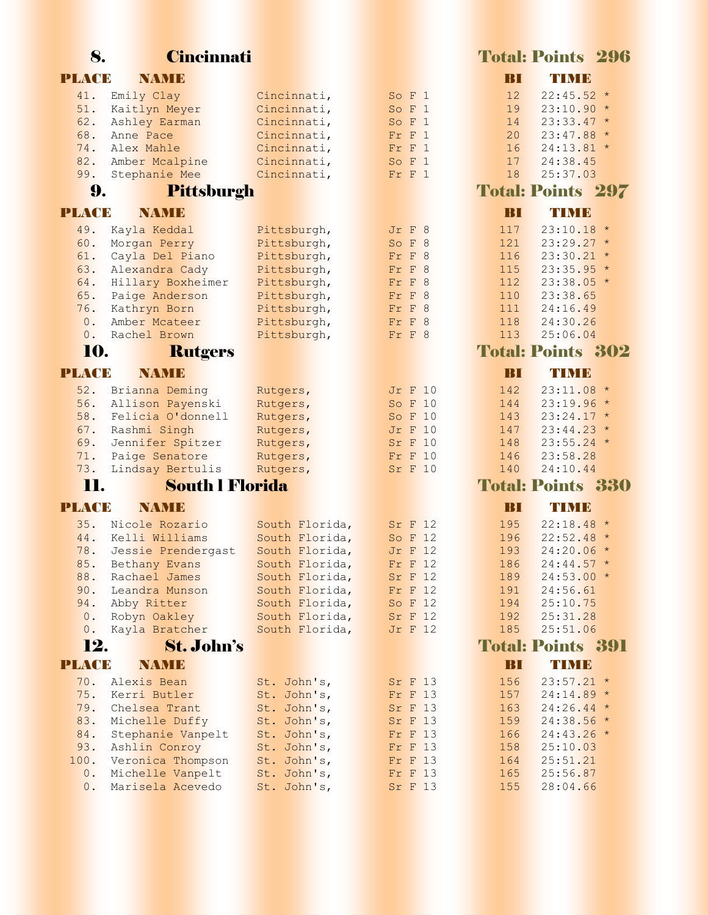## 8. Cincinnati

**Total: Points 296**

| PLACE | NAME | | | BI | TIME |
|---|---|---|---|---|---|
| 41. | Emily Clay | Cincinnati, | So F 1 | 12 | 22:45.52 * |
| 51. | Kaitlyn Meyer | Cincinnati, | So F 1 | 19 | 23:10.90 * |
| 62. | Ashley Earman | Cincinnati, | So F 1 | 14 | 23:33.47 * |
| 68. | Anne Pace | Cincinnati, | Fr F 1 | 20 | 23:47.88 * |
| 74. | Alex Mahle | Cincinnati, | Fr F 1 | 16 | 24:13.81 * |
| 82. | Amber Mcalpine | Cincinnati, | So F 1 | 17 | 24:38.45 |
| 99. | Stephanie Mee | Cincinnati, | Fr F 1 | 18 | 25:37.03 |

## 9. Pittsburgh

**Total: Points 297**

| PLACE | NAME | | | BI | TIME |
|---|---|---|---|---|---|
| 49. | Kayla Keddal | Pittsburgh, | Jr F 8 | 117 | 23:10.18 * |
| 60. | Morgan Perry | Pittsburgh, | So F 8 | 121 | 23:29.27 * |
| 61. | Cayla Del Piano | Pittsburgh, | Fr F 8 | 116 | 23:30.21 * |
| 63. | Alexandra Cady | Pittsburgh, | Fr F 8 | 115 | 23:35.95 * |
| 64. | Hillary Boxheimer | Pittsburgh, | Fr F 8 | 112 | 23:38.05 * |
| 65. | Paige Anderson | Pittsburgh, | Fr F 8 | 110 | 23:38.65 |
| 76. | Kathryn Born | Pittsburgh, | Fr F 8 | 111 | 24:16.49 |
| 0. | Amber Mcateer | Pittsburgh, | Fr F 8 | 118 | 24:30.26 |
| 0. | Rachel Brown | Pittsburgh, | Fr F 8 | 113 | 25:06.04 |

## 10. Rutgers

**Total: Points 302**

| PLACE | NAME | | | BI | TIME |
|---|---|---|---|---|---|
| 52. | Brianna Deming | Rutgers, | Jr F 10 | 142 | 23:11.08 * |
| 56. | Allison Payenski | Rutgers, | So F 10 | 144 | 23:19.96 * |
| 58. | Felicia O'donnell | Rutgers, | So F 10 | 143 | 23:24.17 * |
| 67. | Rashmi Singh | Rutgers, | Jr F 10 | 147 | 23:44.23 * |
| 69. | Jennifer Spitzer | Rutgers, | Sr F 10 | 148 | 23:55.24 * |
| 71. | Paige Senatore | Rutgers, | Fr F 10 | 146 | 23:58.28 |
| 73. | Lindsay Bertulis | Rutgers, | Sr F 10 | 140 | 24:10.44 |

## 11. South l Florida

**Total: Points 330**

| PLACE | NAME | | | BI | TIME |
|---|---|---|---|---|---|
| 35. | Nicole Rozario | South Florida, | Sr F 12 | 195 | 22:18.48 * |
| 44. | Kelli Williams | South Florida, | So F 12 | 196 | 22:52.48 * |
| 78. | Jessie Prendergast | South Florida, | Jr F 12 | 193 | 24:20.06 * |
| 85. | Bethany Evans | South Florida, | Fr F 12 | 186 | 24:44.57 * |
| 88. | Rachael James | South Florida, | Sr F 12 | 189 | 24:53.00 * |
| 90. | Leandra Munson | South Florida, | Fr F 12 | 191 | 24:56.61 |
| 94. | Abby Ritter | South Florida, | So F 12 | 194 | 25:10.75 |
| 0. | Robyn Oakley | South Florida, | Sr F 12 | 192 | 25:31.28 |
| 0. | Kayla Bratcher | South Florida, | Jr F 12 | 185 | 25:51.06 |

## 12. St. John's

**Total: Points 391**

| PLACE | NAME | | | BI | TIME |
|---|---|---|---|---|---|
| 70. | Alexis Bean | St. John's, | Sr F 13 | 156 | 23:57.21 * |
| 75. | Kerri Butler | St. John's, | Fr F 13 | 157 | 24:14.89 * |
| 79. | Chelsea Trant | St. John's, | Sr F 13 | 163 | 24:26.44 * |
| 83. | Michelle Duffy | St. John's, | Sr F 13 | 159 | 24:38.56 * |
| 84. | Stephanie Vanpelt | St. John's, | Fr F 13 | 166 | 24:43.26 * |
| 93. | Ashlin Conroy | St. John's, | Fr F 13 | 158 | 25:10.03 |
| 100. | Veronica Thompson | St. John's, | Fr F 13 | 164 | 25:51.21 |
| 0. | Michelle Vanpelt | St. John's, | Fr F 13 | 165 | 25:56.87 |
| 0. | Marisela Acevedo | St. John's, | Sr F 13 | 155 | 28:04.66 |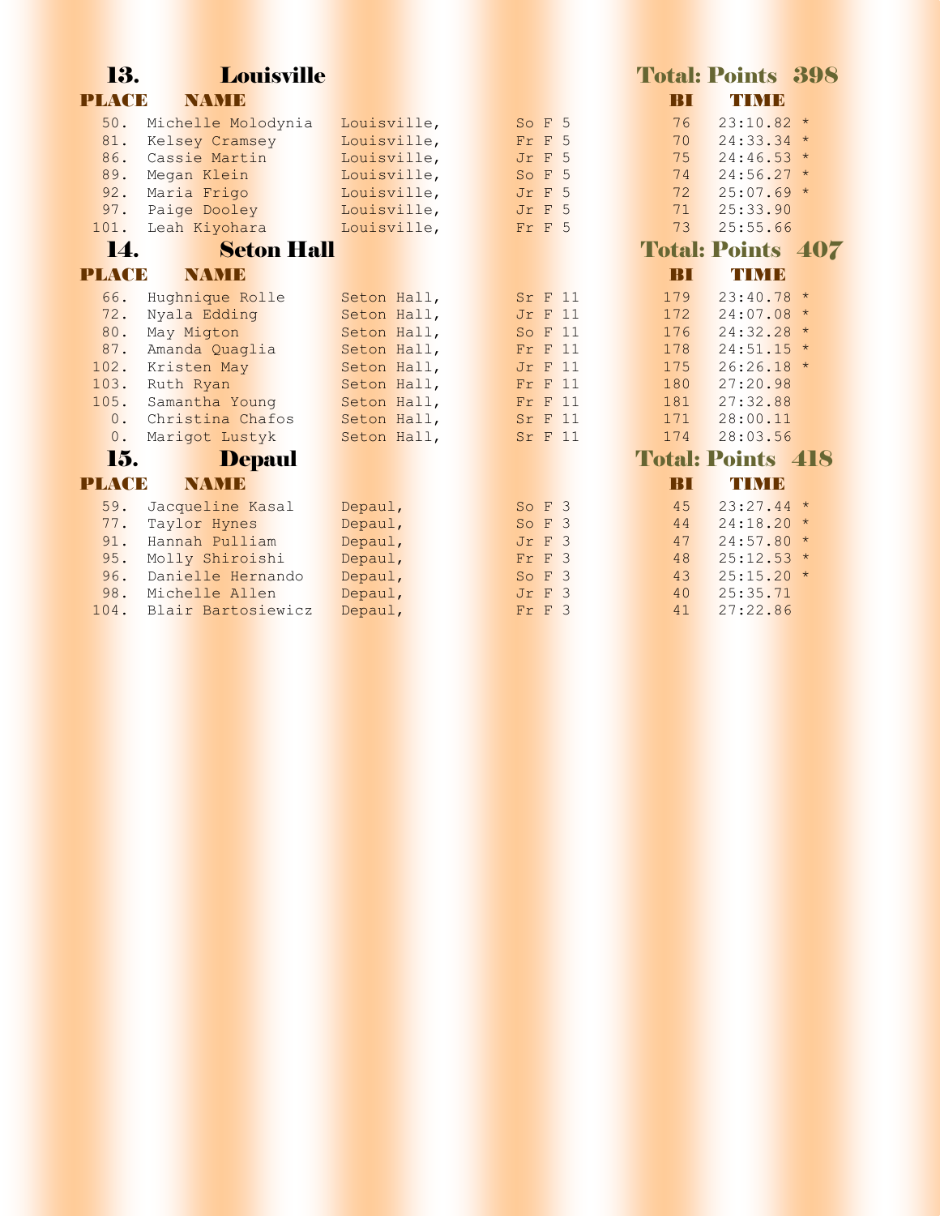## 13. Louisville — Total: Points 398

| PLACE | NAME | | | BI | TIME |
|---|---|---|---|---|---|
| 50. | Michelle Molodynia | Louisville, | So F 5 | 76 | 23:10.82 * |
| 81. | Kelsey Cramsey | Louisville, | Fr F 5 | 70 | 24:33.34 * |
| 86. | Cassie Martin | Louisville, | Jr F 5 | 75 | 24:46.53 * |
| 89. | Megan Klein | Louisville, | So F 5 | 74 | 24:56.27 * |
| 92. | Maria Frigo | Louisville, | Jr F 5 | 72 | 25:07.69 * |
| 97. | Paige Dooley | Louisville, | Jr F 5 | 71 | 25:33.90 |
| 101. | Leah Kiyohara | Louisville, | Fr F 5 | 73 | 25:55.66 |

## 14. Seton Hall — Total: Points 407

| PLACE | NAME | | | BI | TIME |
|---|---|---|---|---|---|
| 66. | Hughnique Rolle | Seton Hall, | Sr F 11 | 179 | 23:40.78 * |
| 72. | Nyala Edding | Seton Hall, | Jr F 11 | 172 | 24:07.08 * |
| 80. | May Migton | Seton Hall, | So F 11 | 176 | 24:32.28 * |
| 87. | Amanda Quaglia | Seton Hall, | Fr F 11 | 178 | 24:51.15 * |
| 102. | Kristen May | Seton Hall, | Jr F 11 | 175 | 26:26.18 * |
| 103. | Ruth Ryan | Seton Hall, | Fr F 11 | 180 | 27:20.98 |
| 105. | Samantha Young | Seton Hall, | Fr F 11 | 181 | 27:32.88 |
| 0. | Christina Chafos | Seton Hall, | Sr F 11 | 171 | 28:00.11 |
| 0. | Marigot Lustyk | Seton Hall, | Sr F 11 | 174 | 28:03.56 |

## 15. Depaul — Total: Points 418

| PLACE | NAME | | | BI | TIME |
|---|---|---|---|---|---|
| 59. | Jacqueline Kasal | Depaul, | So F 3 | 45 | 23:27.44 * |
| 77. | Taylor Hynes | Depaul, | So F 3 | 44 | 24:18.20 * |
| 91. | Hannah Pulliam | Depaul, | Jr F 3 | 47 | 24:57.80 * |
| 95. | Molly Shiroishi | Depaul, | Fr F 3 | 48 | 25:12.53 * |
| 96. | Danielle Hernando | Depaul, | So F 3 | 43 | 25:15.20 * |
| 98. | Michelle Allen | Depaul, | Jr F 3 | 40 | 25:35.71 |
| 104. | Blair Bartosiewicz | Depaul, | Fr F 3 | 41 | 27:22.86 |